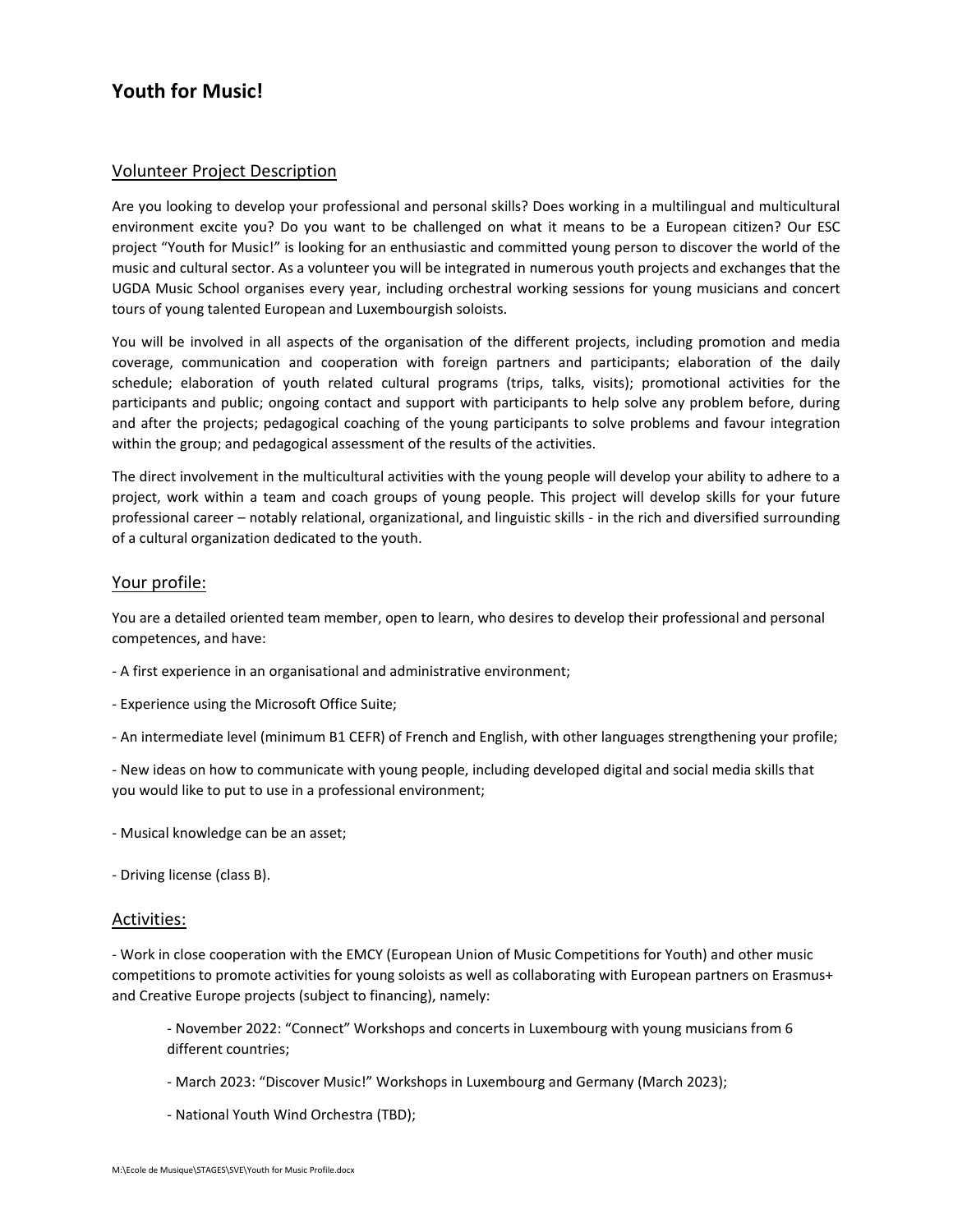# Youth for Music!

## Volunteer Project Description

Are you looking to develop your professional and personal skills? Does working in a multilingual and multicultural environment excite you? Do you want to be challenged on what it means to be a European citizen? Our ESC project "Youth for Music!" is looking for an enthusiastic and committed young person to discover the world of the music and cultural sector. As a volunteer you will be integrated in numerous youth projects and exchanges that the UGDA Music School organises every year, including orchestral working sessions for young musicians and concert tours of young talented European and Luxembourgish soloists.

You will be involved in all aspects of the organisation of the different projects, including promotion and media coverage, communication and cooperation with foreign partners and participants; elaboration of the daily schedule; elaboration of youth related cultural programs (trips, talks, visits); promotional activities for the participants and public; ongoing contact and support with participants to help solve any problem before, during and after the projects; pedagogical coaching of the young participants to solve problems and favour integration within the group; and pedagogical assessment of the results of the activities.

The direct involvement in the multicultural activities with the young people will develop your ability to adhere to a project, work within a team and coach groups of young people. This project will develop skills for your future professional career – notably relational, organizational, and linguistic skills - in the rich and diversified surrounding of a cultural organization dedicated to the youth.

## Your profile:

You are a detailed oriented team member, open to learn, who desires to develop their professional and personal competences, and have:

- A first experience in an organisational and administrative environment;
- Experience using the Microsoft Office Suite;
- An intermediate level (minimum B1 CEFR) of French and English, with other languages strengthening your profile;
- New ideas on how to communicate with young people, including developed digital and social media skills that you would like to put to use in a professional environment;
- Musical knowledge can be an asset;
- Driving license (class B).

## Activities:

- Work in close cooperation with the EMCY (European Union of Music Competitions for Youth) and other music competitions to promote activities for young soloists as well as collaborating with European partners on Erasmus+ and Creative Europe projects (subject to financing), namely:
    - November 2022: "Connect" Workshops and concerts in Luxembourg with young musicians from 6 different countries;
    - March 2023: "Discover Music!" Workshops in Luxembourg and Germany (March 2023);
    - National Youth Wind Orchestra (TBD);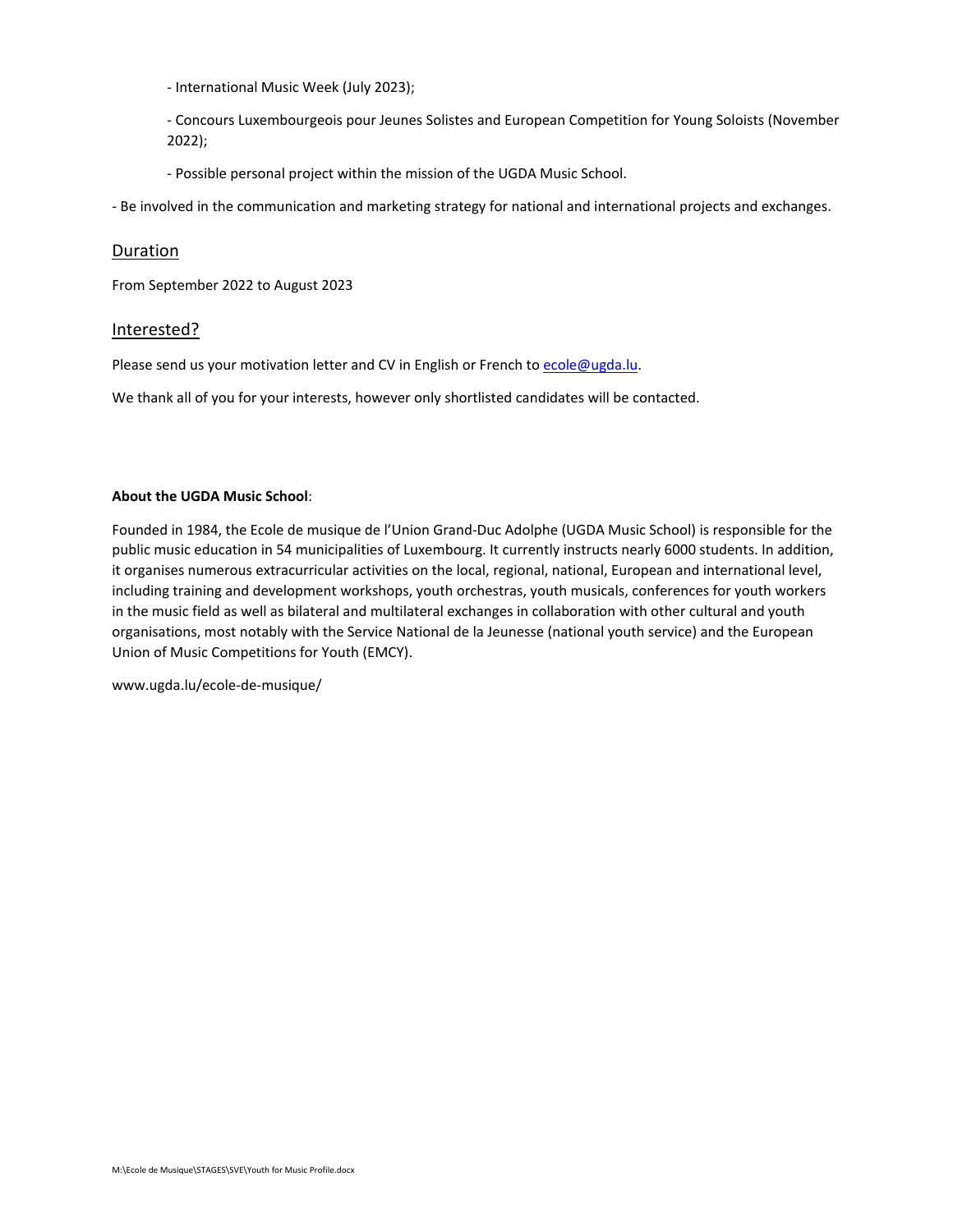- International Music Week (July 2023);

  - Concours Luxembourgeois pour Jeunes Solistes and European Competition for Young Soloists (November 2022);

  - Possible personal project within the mission of the UGDA Music School.

- Be involved in the communication and marketing strategy for national and international projects and exchanges.

## Duration

From September 2022 to August 2023

## Interested?

Please send us your motivation letter and CV in English or French to ecole@ugda.lu.

We thank all of you for your interests, however only shortlisted candidates will be contacted.

**About the UGDA Music School**:

Founded in 1984, the Ecole de musique de l'Union Grand-Duc Adolphe (UGDA Music School) is responsible for the public music education in 54 municipalities of Luxembourg. It currently instructs nearly 6000 students. In addition, it organises numerous extracurricular activities on the local, regional, national, European and international level, including training and development workshops, youth orchestras, youth musicals, conferences for youth workers in the music field as well as bilateral and multilateral exchanges in collaboration with other cultural and youth organisations, most notably with the Service National de la Jeunesse (national youth service) and the European Union of Music Competitions for Youth (EMCY).

www.ugda.lu/ecole-de-musique/